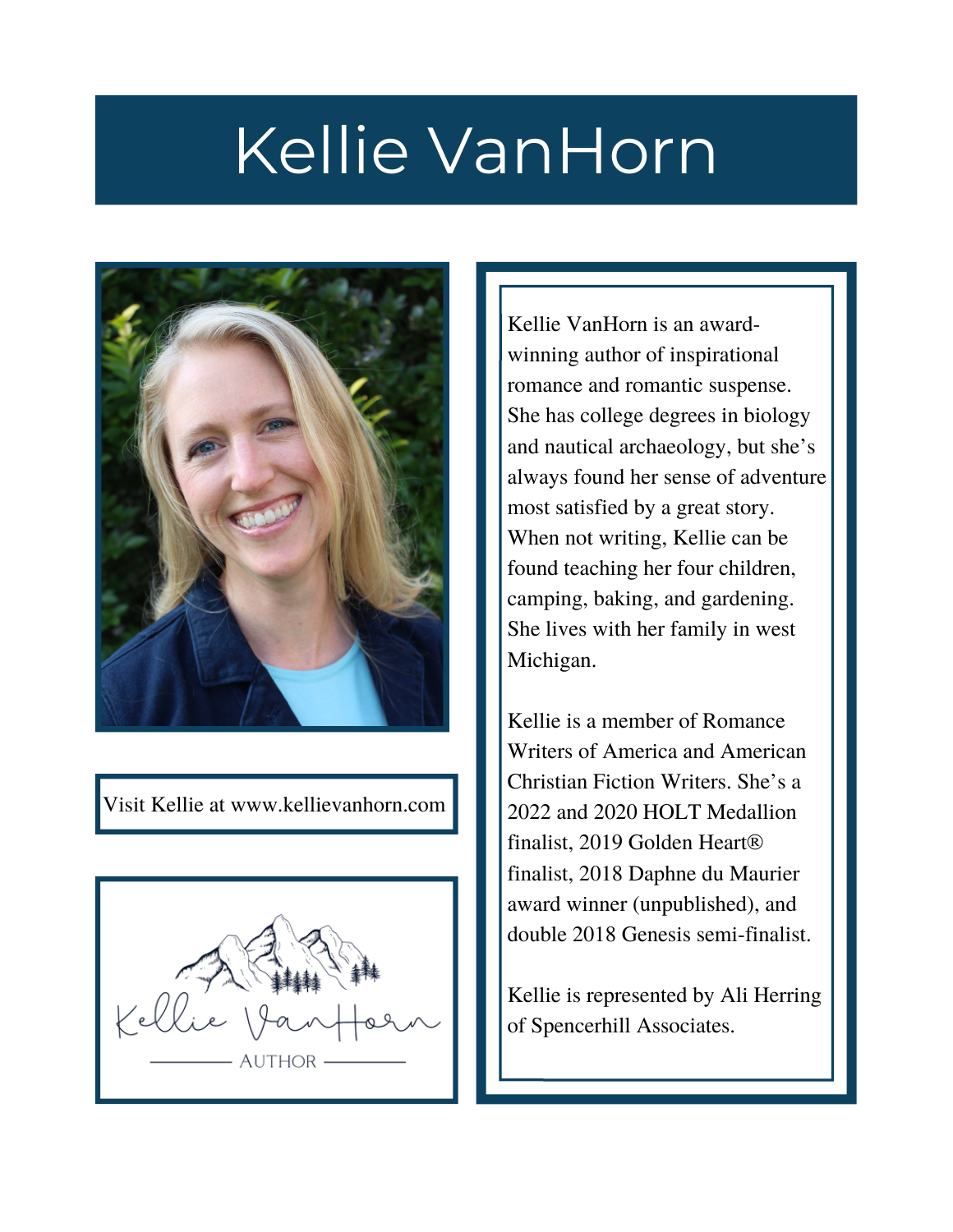# Kellie VanHorn

Visit Kellie at www.kellievanhorn.com

Kellie VanHorn

AUTHOR

Kellie VanHorn is an award-winning author of inspirational romance and romantic suspense. She has college degrees in biology and nautical archaeology, but she's always found her sense of adventure most satisfied by a great story. When not writing, Kellie can be found teaching her four children, camping, baking, and gardening. She lives with her family in west Michigan.

Kellie is a member of Romance Writers of America and American Christian Fiction Writers. She's a 2022 and 2020 HOLT Medallion finalist, 2019 Golden Heart® finalist, 2018 Daphne du Maurier award winner (unpublished), and double 2018 Genesis semi-finalist.

Kellie is represented by Ali Herring of Spencerhill Associates.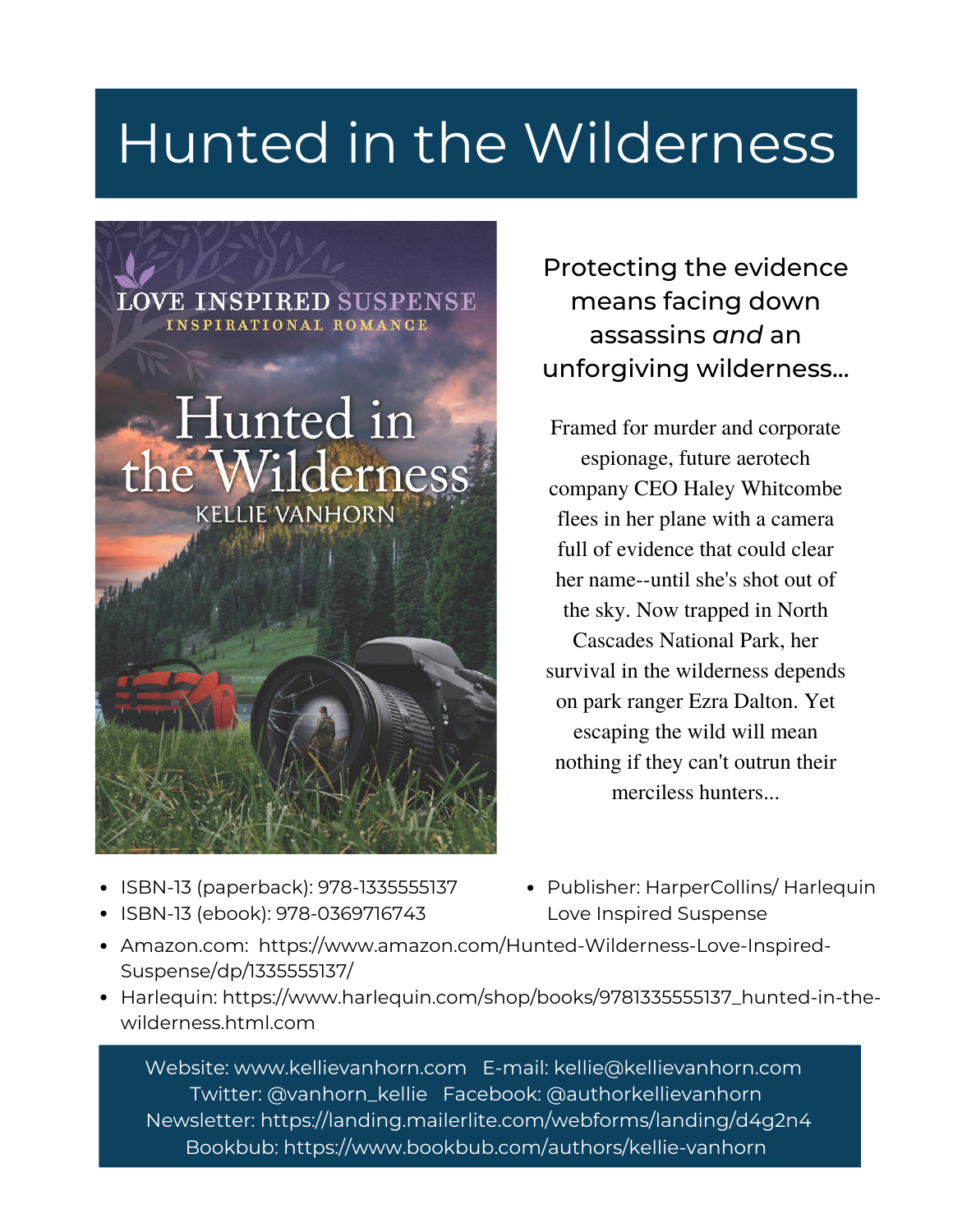# Hunted in the Wilderness

## Protecting the evidence means facing down assassins *and* an unforgiving wilderness...

Framed for murder and corporate espionage, future aerotech company CEO Haley Whitcombe flees in her plane with a camera full of evidence that could clear her name--until she's shot out of the sky. Now trapped in North Cascades National Park, her survival in the wilderness depends on park ranger Ezra Dalton. Yet escaping the wild will mean nothing if they can't outrun their merciless hunters...

- ISBN-13 (paperback): 978-1335555137
- ISBN-13 (ebook): 978-0369716743
- Publisher: HarperCollins/ Harlequin Love Inspired Suspense
- Amazon.com: https://www.amazon.com/Hunted-Wilderness-Love-Inspired-Suspense/dp/1335555137/
- Harlequin: https://www.harlequin.com/shop/books/9781335555137_hunted-in-the-wilderness.html.com

Website: www.kellievanhorn.com E-mail: kellie@kellievanhorn.com
Twitter: @vanhorn_kellie Facebook: @authorkellievanhorn
Newsletter: https://landing.mailerlite.com/webforms/landing/d4g2n4
Bookbub: https://www.bookbub.com/authors/kellie-vanhorn